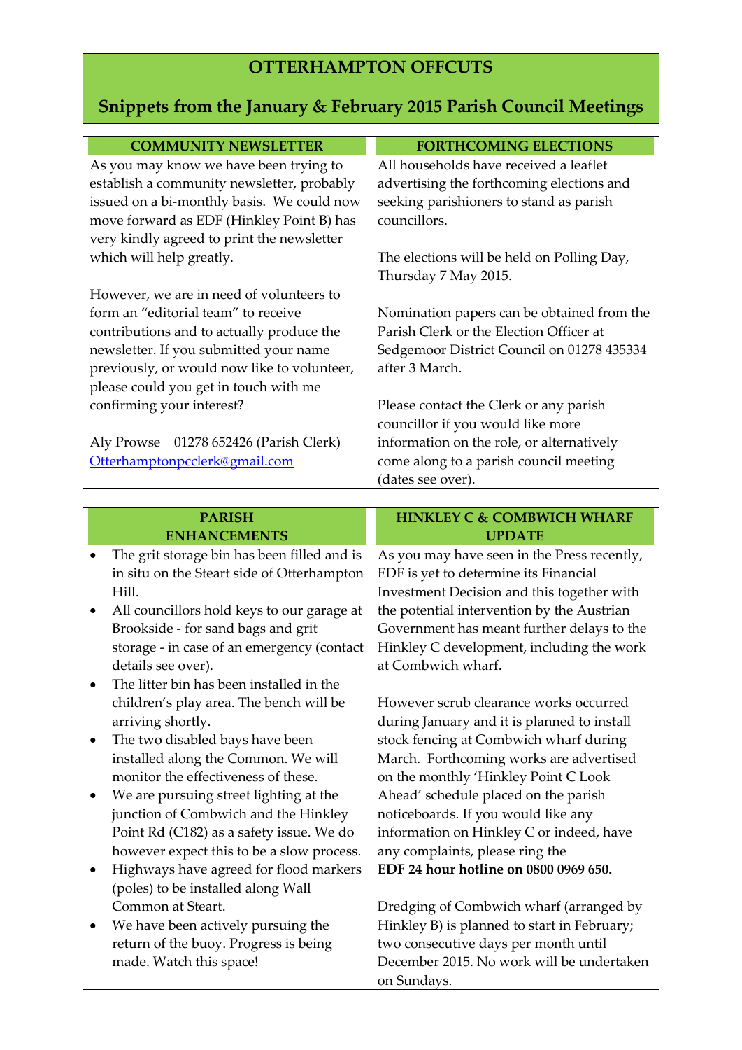# OTTERHAMPTON OFFCUTS

## Snippets from the January & February 2015 Parish Council Meetings

### COMMUNITY NEWSLETTER

As you may know we have been trying to establish a community newsletter, probably issued on a bi-monthly basis. We could now move forward as EDF (Hinkley Point B) has very kindly agreed to print the newsletter which will help greatly.

However, we are in need of volunteers to form an "editorial team" to receive contributions and to actually produce the newsletter. If you submitted your name previously, or would now like to volunteer, please could you get in touch with me confirming your interest?

Aly Prowse 01278 652426 (Parish Clerk)
Otterhamptonpcclerk@gmail.com

### FORTHCOMING ELECTIONS

All households have received a leaflet advertising the forthcoming elections and seeking parishioners to stand as parish councillors.

The elections will be held on Polling Day, Thursday 7 May 2015.

Nomination papers can be obtained from the Parish Clerk or the Election Officer at Sedgemoor District Council on 01278 435334 after 3 March.

Please contact the Clerk or any parish councillor if you would like more information on the role, or alternatively come along to a parish council meeting (dates see over).

### PARISH ENHANCEMENTS

- The grit storage bin has been filled and is in situ on the Steart side of Otterhampton Hill.
- All councillors hold keys to our garage at Brookside - for sand bags and grit storage - in case of an emergency (contact details see over).
- The litter bin has been installed in the children's play area. The bench will be arriving shortly.
- The two disabled bays have been installed along the Common. We will monitor the effectiveness of these.
- We are pursuing street lighting at the junction of Combwich and the Hinkley Point Rd (C182) as a safety issue. We do however expect this to be a slow process.
- Highways have agreed for flood markers (poles) to be installed along Wall Common at Steart.
- We have been actively pursuing the return of the buoy. Progress is being made. Watch this space!

### HINKLEY C & COMBWICH WHARF UPDATE

As you may have seen in the Press recently, EDF is yet to determine its Financial Investment Decision and this together with the potential intervention by the Austrian Government has meant further delays to the Hinkley C development, including the work at Combwich wharf.

However scrub clearance works occurred during January and it is planned to install stock fencing at Combwich wharf during March. Forthcoming works are advertised on the monthly 'Hinkley Point C Look Ahead' schedule placed on the parish noticeboards. If you would like any information on Hinkley C or indeed, have any complaints, please ring the **EDF 24 hour hotline on 0800 0969 650.**

Dredging of Combwich wharf (arranged by Hinkley B) is planned to start in February; two consecutive days per month until December 2015. No work will be undertaken on Sundays.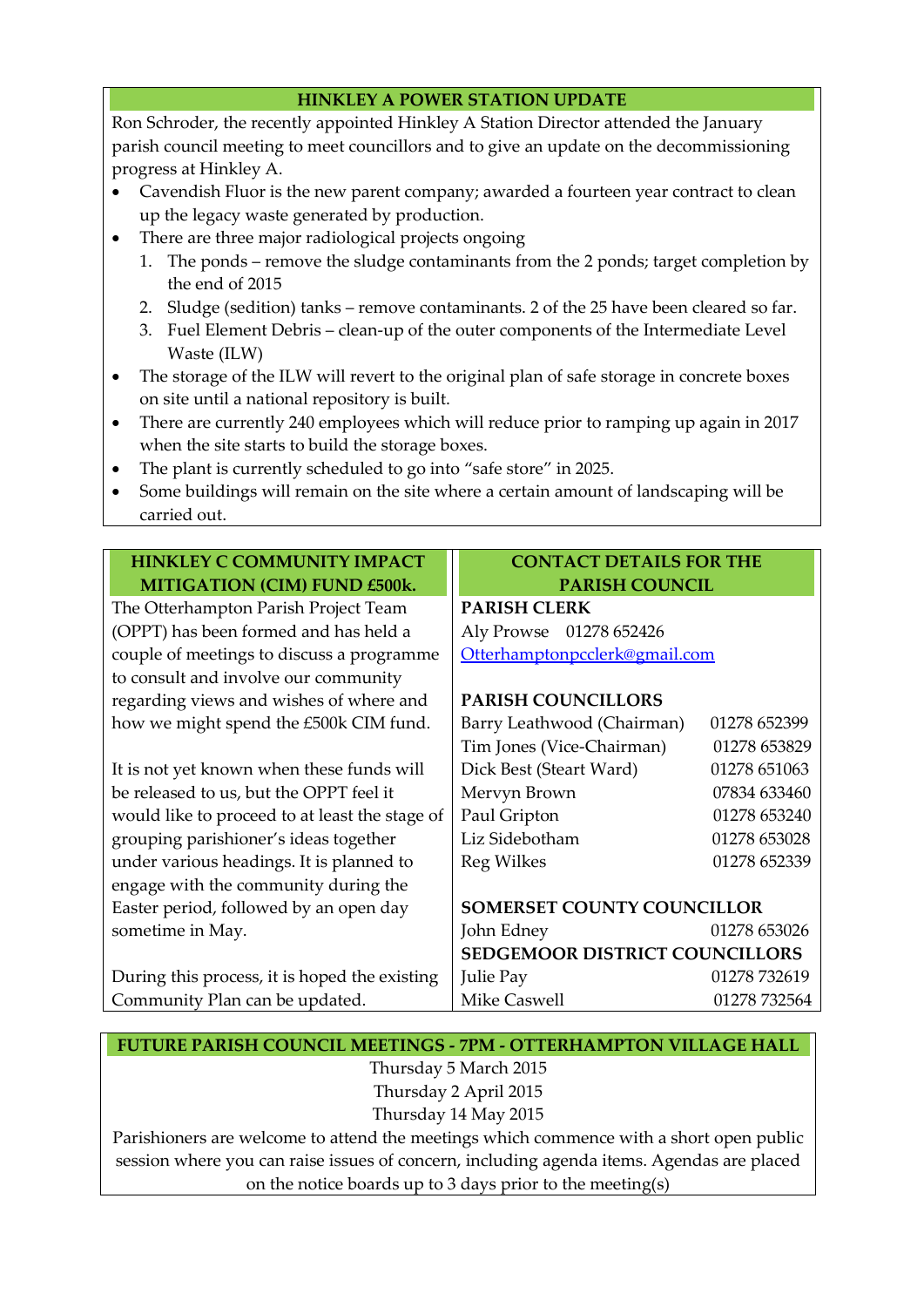## HINKLEY A POWER STATION UPDATE

Ron Schroder, the recently appointed Hinkley A Station Director attended the January parish council meeting to meet councillors and to give an update on the decommissioning progress at Hinkley A.

- Cavendish Fluor is the new parent company; awarded a fourteen year contract to clean up the legacy waste generated by production.
- There are three major radiological projects ongoing
  1. The ponds – remove the sludge contaminants from the 2 ponds; target completion by the end of 2015
  2. Sludge (sedition) tanks – remove contaminants. 2 of the 25 have been cleared so far.
  3. Fuel Element Debris – clean-up of the outer components of the Intermediate Level Waste (ILW)
- The storage of the ILW will revert to the original plan of safe storage in concrete boxes on site until a national repository is built.
- There are currently 240 employees which will reduce prior to ramping up again in 2017 when the site starts to build the storage boxes.
- The plant is currently scheduled to go into "safe store" in 2025.
- Some buildings will remain on the site where a certain amount of landscaping will be carried out.

## HINKLEY C COMMUNITY IMPACT MITIGATION (CIM) FUND £500k.

The Otterhampton Parish Project Team (OPPT) has been formed and has held a couple of meetings to discuss a programme to consult and involve our community regarding views and wishes of where and how we might spend the £500k CIM fund.

It is not yet known when these funds will be released to us, but the OPPT feel it would like to proceed to at least the stage of grouping parishioner's ideas together under various headings. It is planned to engage with the community during the Easter period, followed by an open day sometime in May.

During this process, it is hoped the existing Community Plan can be updated.

## CONTACT DETAILS FOR THE PARISH COUNCIL

**PARISH CLERK**

Aly Prowse 01278 652426
Otterhamptonpcclerk@gmail.com

**PARISH COUNCILLORS**

| | |
|---|---|
| Barry Leathwood (Chairman) | 01278 652399 |
| Tim Jones (Vice-Chairman) | 01278 653829 |
| Dick Best (Steart Ward) | 01278 651063 |
| Mervyn Brown | 07834 633460 |
| Paul Gripton | 01278 653240 |
| Liz Sidebotham | 01278 653028 |
| Reg Wilkes | 01278 652339 |

**SOMERSET COUNTY COUNCILLOR**

| | |
|---|---|
| John Edney | 01278 653026 |

**SEDGEMOOR DISTRICT COUNCILLORS**

| | |
|---|---|
| Julie Pay | 01278 732619 |
| Mike Caswell | 01278 732564 |

## FUTURE PARISH COUNCIL MEETINGS - 7PM - OTTERHAMPTON VILLAGE HALL

Thursday 5 March 2015
Thursday 2 April 2015
Thursday 14 May 2015

Parishioners are welcome to attend the meetings which commence with a short open public session where you can raise issues of concern, including agenda items. Agendas are placed on the notice boards up to 3 days prior to the meeting(s)